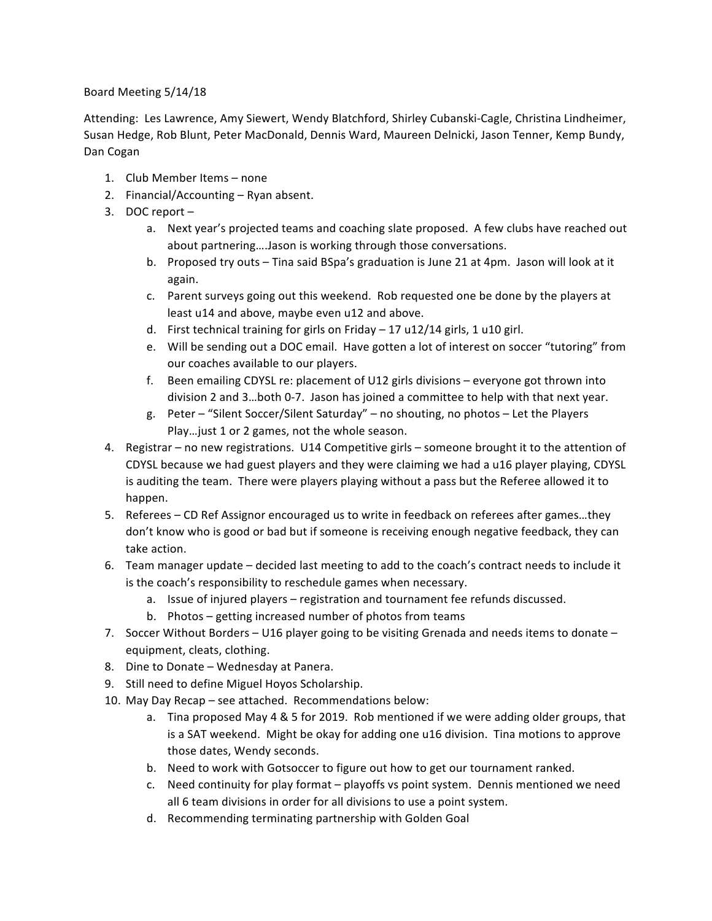Board Meeting 5/14/18

Attending: Les Lawrence, Amy Siewert, Wendy Blatchford, Shirley Cubanski-Cagle, Christina Lindheimer, Susan Hedge, Rob Blunt, Peter MacDonald, Dennis Ward, Maureen Delnicki, Jason Tenner, Kemp Bundy, Dan Cogan

1. Club Member Items – none
2. Financial/Accounting – Ryan absent.
3. DOC report –
   a. Next year's projected teams and coaching slate proposed. A few clubs have reached out about partnering….Jason is working through those conversations.
   b. Proposed try outs – Tina said BSpa's graduation is June 21 at 4pm. Jason will look at it again.
   c. Parent surveys going out this weekend. Rob requested one be done by the players at least u14 and above, maybe even u12 and above.
   d. First technical training for girls on Friday – 17 u12/14 girls, 1 u10 girl.
   e. Will be sending out a DOC email. Have gotten a lot of interest on soccer "tutoring" from our coaches available to our players.
   f. Been emailing CDYSL re: placement of U12 girls divisions – everyone got thrown into division 2 and 3…both 0-7. Jason has joined a committee to help with that next year.
   g. Peter – "Silent Soccer/Silent Saturday" – no shouting, no photos – Let the Players Play…just 1 or 2 games, not the whole season.
4. Registrar – no new registrations. U14 Competitive girls – someone brought it to the attention of CDYSL because we had guest players and they were claiming we had a u16 player playing, CDYSL is auditing the team. There were players playing without a pass but the Referee allowed it to happen.
5. Referees – CD Ref Assignor encouraged us to write in feedback on referees after games…they don't know who is good or bad but if someone is receiving enough negative feedback, they can take action.
6. Team manager update – decided last meeting to add to the coach's contract needs to include it is the coach's responsibility to reschedule games when necessary.
   a. Issue of injured players – registration and tournament fee refunds discussed.
   b. Photos – getting increased number of photos from teams
7. Soccer Without Borders – U16 player going to be visiting Grenada and needs items to donate – equipment, cleats, clothing.
8. Dine to Donate – Wednesday at Panera.
9. Still need to define Miguel Hoyos Scholarship.
10. May Day Recap – see attached. Recommendations below:
    a. Tina proposed May 4 & 5 for 2019. Rob mentioned if we were adding older groups, that is a SAT weekend. Might be okay for adding one u16 division. Tina motions to approve those dates, Wendy seconds.
    b. Need to work with Gotsoccer to figure out how to get our tournament ranked.
    c. Need continuity for play format – playoffs vs point system. Dennis mentioned we need all 6 team divisions in order for all divisions to use a point system.
    d. Recommending terminating partnership with Golden Goal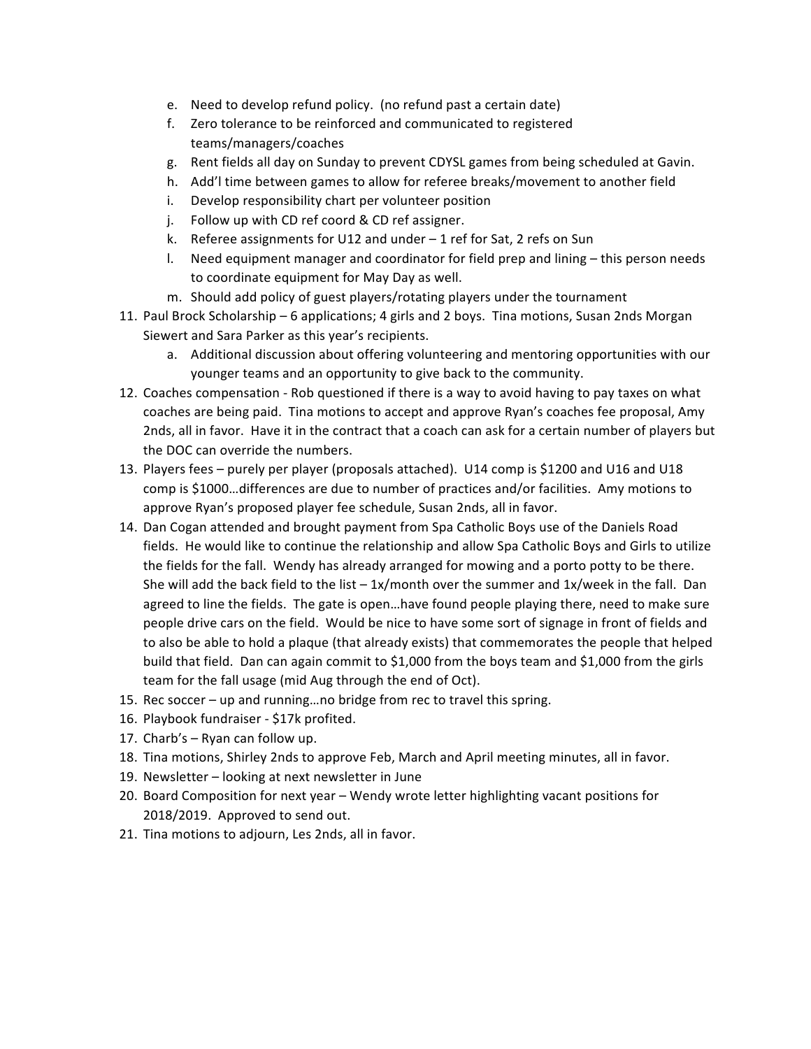e. Need to develop refund policy. (no refund past a certain date)
    f. Zero tolerance to be reinforced and communicated to registered teams/managers/coaches
    g. Rent fields all day on Sunday to prevent CDYSL games from being scheduled at Gavin.
    h. Add'l time between games to allow for referee breaks/movement to another field
    i. Develop responsibility chart per volunteer position
    j. Follow up with CD ref coord & CD ref assigner.
    k. Referee assignments for U12 and under – 1 ref for Sat, 2 refs on Sun
    l. Need equipment manager and coordinator for field prep and lining – this person needs to coordinate equipment for May Day as well.
    m. Should add policy of guest players/rotating players under the tournament

11. Paul Brock Scholarship – 6 applications; 4 girls and 2 boys. Tina motions, Susan 2nds Morgan Siewert and Sara Parker as this year's recipients.
    a. Additional discussion about offering volunteering and mentoring opportunities with our younger teams and an opportunity to give back to the community.
12. Coaches compensation - Rob questioned if there is a way to avoid having to pay taxes on what coaches are being paid. Tina motions to accept and approve Ryan's coaches fee proposal, Amy 2nds, all in favor. Have it in the contract that a coach can ask for a certain number of players but the DOC can override the numbers.
13. Players fees – purely per player (proposals attached). U14 comp is $1200 and U16 and U18 comp is $1000…differences are due to number of practices and/or facilities. Amy motions to approve Ryan's proposed player fee schedule, Susan 2nds, all in favor.
14. Dan Cogan attended and brought payment from Spa Catholic Boys use of the Daniels Road fields. He would like to continue the relationship and allow Spa Catholic Boys and Girls to utilize the fields for the fall. Wendy has already arranged for mowing and a porto potty to be there. She will add the back field to the list – 1x/month over the summer and 1x/week in the fall. Dan agreed to line the fields. The gate is open…have found people playing there, need to make sure people drive cars on the field. Would be nice to have some sort of signage in front of fields and to also be able to hold a plaque (that already exists) that commemorates the people that helped build that field. Dan can again commit to $1,000 from the boys team and $1,000 from the girls team for the fall usage (mid Aug through the end of Oct).
15. Rec soccer – up and running…no bridge from rec to travel this spring.
16. Playbook fundraiser - $17k profited.
17. Charb's – Ryan can follow up.
18. Tina motions, Shirley 2nds to approve Feb, March and April meeting minutes, all in favor.
19. Newsletter – looking at next newsletter in June
20. Board Composition for next year – Wendy wrote letter highlighting vacant positions for 2018/2019. Approved to send out.
21. Tina motions to adjourn, Les 2nds, all in favor.